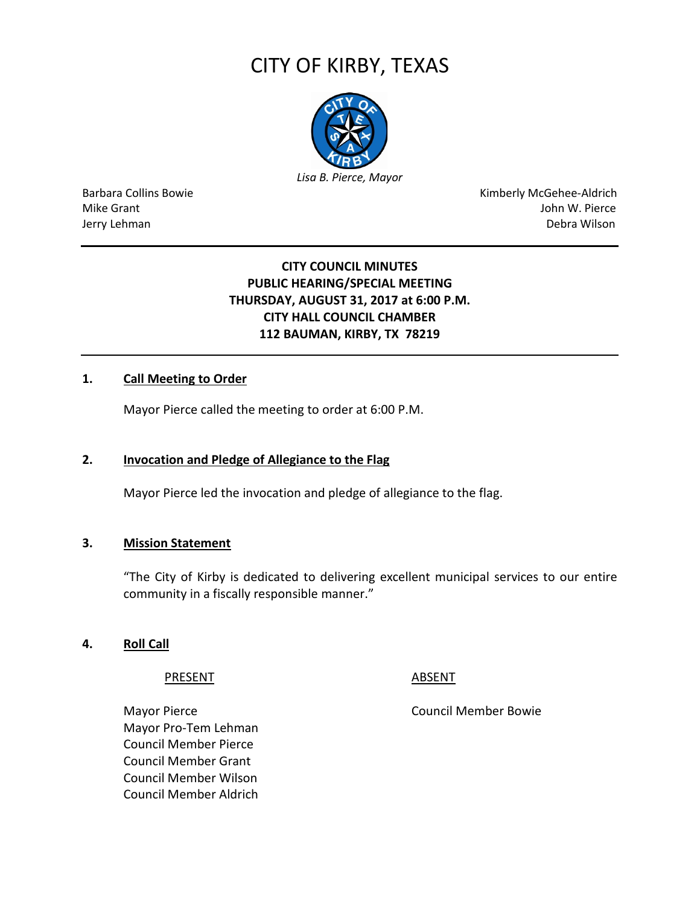# CITY OF KIRBY, TEXAS

*Lisa B. Pierce, Mayor*

| | |
|---|---|
| Barbara Collins Bowie | Kimberly McGehee-Aldrich |
| Mike Grant | John W. Pierce |
| Jerry Lehman | Debra Wilson |

---

**CITY COUNCIL MINUTES**
**PUBLIC HEARING/SPECIAL MEETING**
**THURSDAY, AUGUST 31, 2017 at 6:00 P.M.**
**CITY HALL COUNCIL CHAMBER**
**112 BAUMAN, KIRBY, TX 78219**

---

**1. Call Meeting to Order**

Mayor Pierce called the meeting to order at 6:00 P.M.

**2. Invocation and Pledge of Allegiance to the Flag**

Mayor Pierce led the invocation and pledge of allegiance to the flag.

**3. Mission Statement**

"The City of Kirby is dedicated to delivering excellent municipal services to our entire community in a fiscally responsible manner."

**4. Roll Call**

| PRESENT | ABSENT |
|---|---|
| Mayor Pierce | Council Member Bowie |
| Mayor Pro-Tem Lehman | |
| Council Member Pierce | |
| Council Member Grant | |
| Council Member Wilson | |
| Council Member Aldrich | |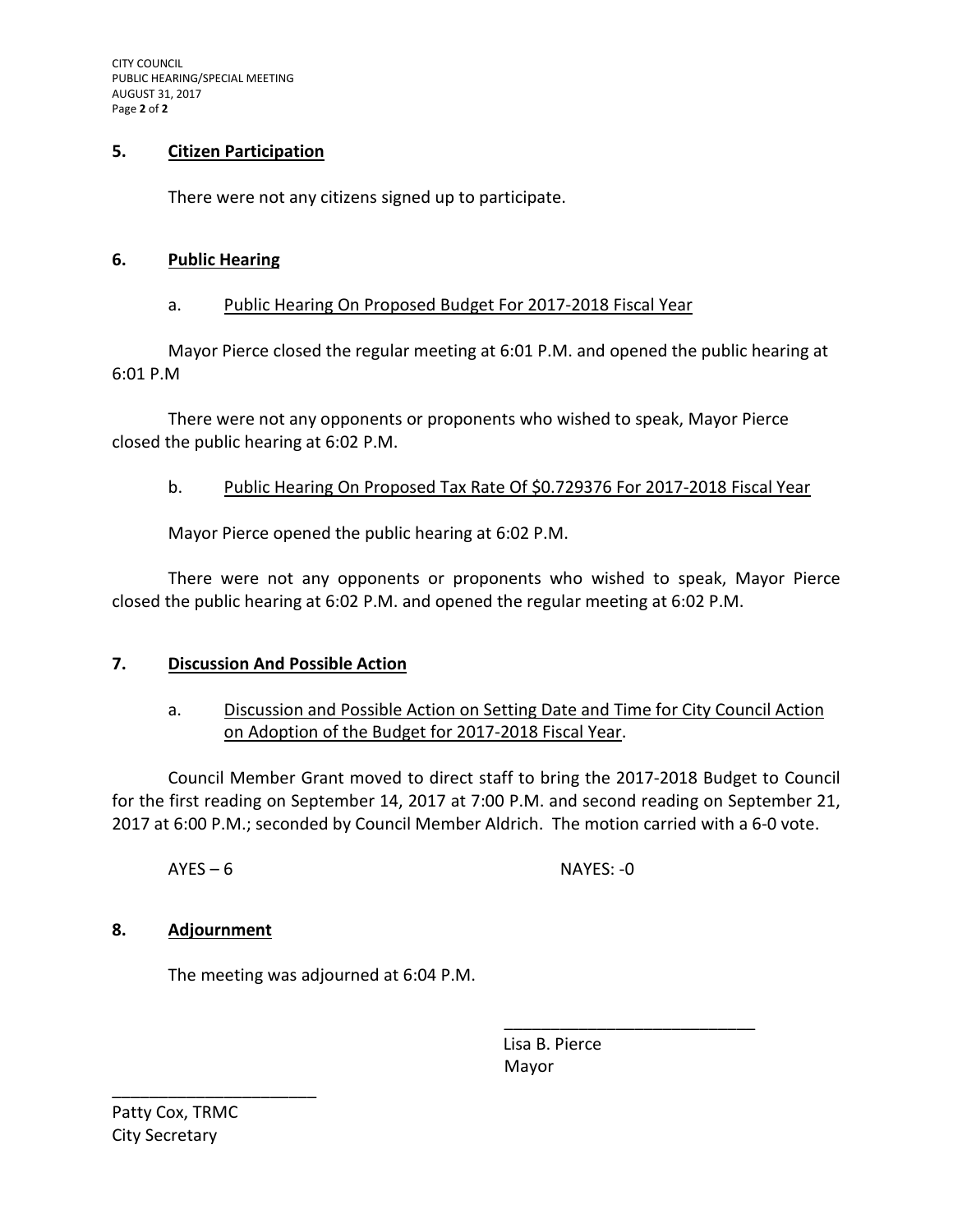## 5. Citizen Participation

There were not any citizens signed up to participate.

## 6. Public Hearing

a. Public Hearing On Proposed Budget For 2017-2018 Fiscal Year

Mayor Pierce closed the regular meeting at 6:01 P.M. and opened the public hearing at 6:01 P.M

There were not any opponents or proponents who wished to speak, Mayor Pierce closed the public hearing at 6:02 P.M.

b. Public Hearing On Proposed Tax Rate Of $0.729376 For 2017-2018 Fiscal Year

Mayor Pierce opened the public hearing at 6:02 P.M.

There were not any opponents or proponents who wished to speak, Mayor Pierce closed the public hearing at 6:02 P.M. and opened the regular meeting at 6:02 P.M.

## 7. Discussion And Possible Action

a. Discussion and Possible Action on Setting Date and Time for City Council Action on Adoption of the Budget for 2017-2018 Fiscal Year.

Council Member Grant moved to direct staff to bring the 2017-2018 Budget to Council for the first reading on September 14, 2017 at 7:00 P.M. and second reading on September 21, 2017 at 6:00 P.M.; seconded by Council Member Aldrich. The motion carried with a 6-0 vote.

AYES – 6 NAYES: -0

## 8. Adjournment

The meeting was adjourned at 6:04 P.M.

\_\_\_\_\_\_\_\_\_\_\_\_\_\_\_\_\_\_\_\_\_\_\_\_\_\_\_\_
Lisa B. Pierce
Mayor

\_\_\_\_\_\_\_\_\_\_\_\_\_\_\_\_\_\_\_\_\_\_\_
Patty Cox, TRMC
City Secretary